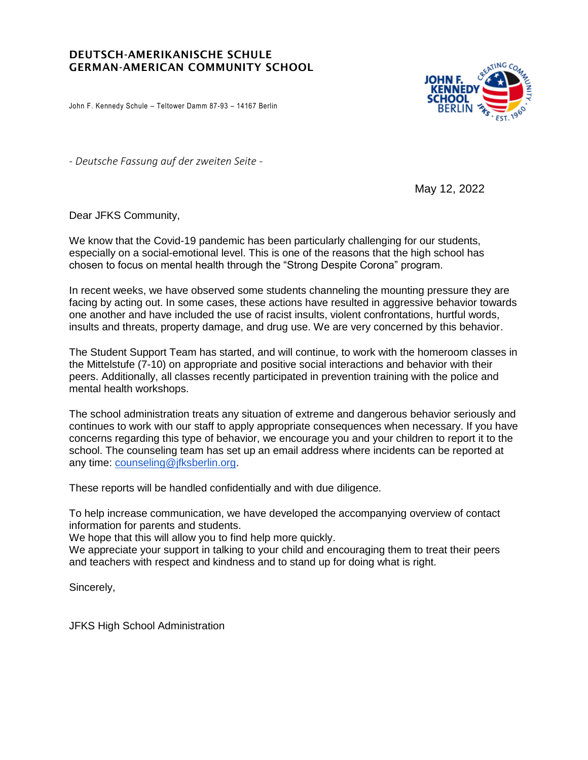**DEUTSCH-AMERIKANISCHE SCHULE**
**GERMAN-AMERICAN COMMUNITY SCHOOL**

John F. Kennedy Schule – Teltower Damm 87-93 – 14167 Berlin

*- Deutsche Fassung auf der zweiten Seite -*

May 12, 2022

Dear JFKS Community,

We know that the Covid-19 pandemic has been particularly challenging for our students, especially on a social-emotional level. This is one of the reasons that the high school has chosen to focus on mental health through the "Strong Despite Corona" program.

In recent weeks, we have observed some students channeling the mounting pressure they are facing by acting out. In some cases, these actions have resulted in aggressive behavior towards one another and have included the use of racist insults, violent confrontations, hurtful words, insults and threats, property damage, and drug use. We are very concerned by this behavior.

The Student Support Team has started, and will continue, to work with the homeroom classes in the Mittelstufe (7-10) on appropriate and positive social interactions and behavior with their peers. Additionally, all classes recently participated in prevention training with the police and mental health workshops.

The school administration treats any situation of extreme and dangerous behavior seriously and continues to work with our staff to apply appropriate consequences when necessary. If you have concerns regarding this type of behavior, we encourage you and your children to report it to the school. The counseling team has set up an email address where incidents can be reported at any time: counseling@jfksberlin.org.

These reports will be handled confidentially and with due diligence.

To help increase communication, we have developed the accompanying overview of contact information for parents and students.
We hope that this will allow you to find help more quickly.
We appreciate your support in talking to your child and encouraging them to treat their peers and teachers with respect and kindness and to stand up for doing what is right.

Sincerely,

JFKS High School Administration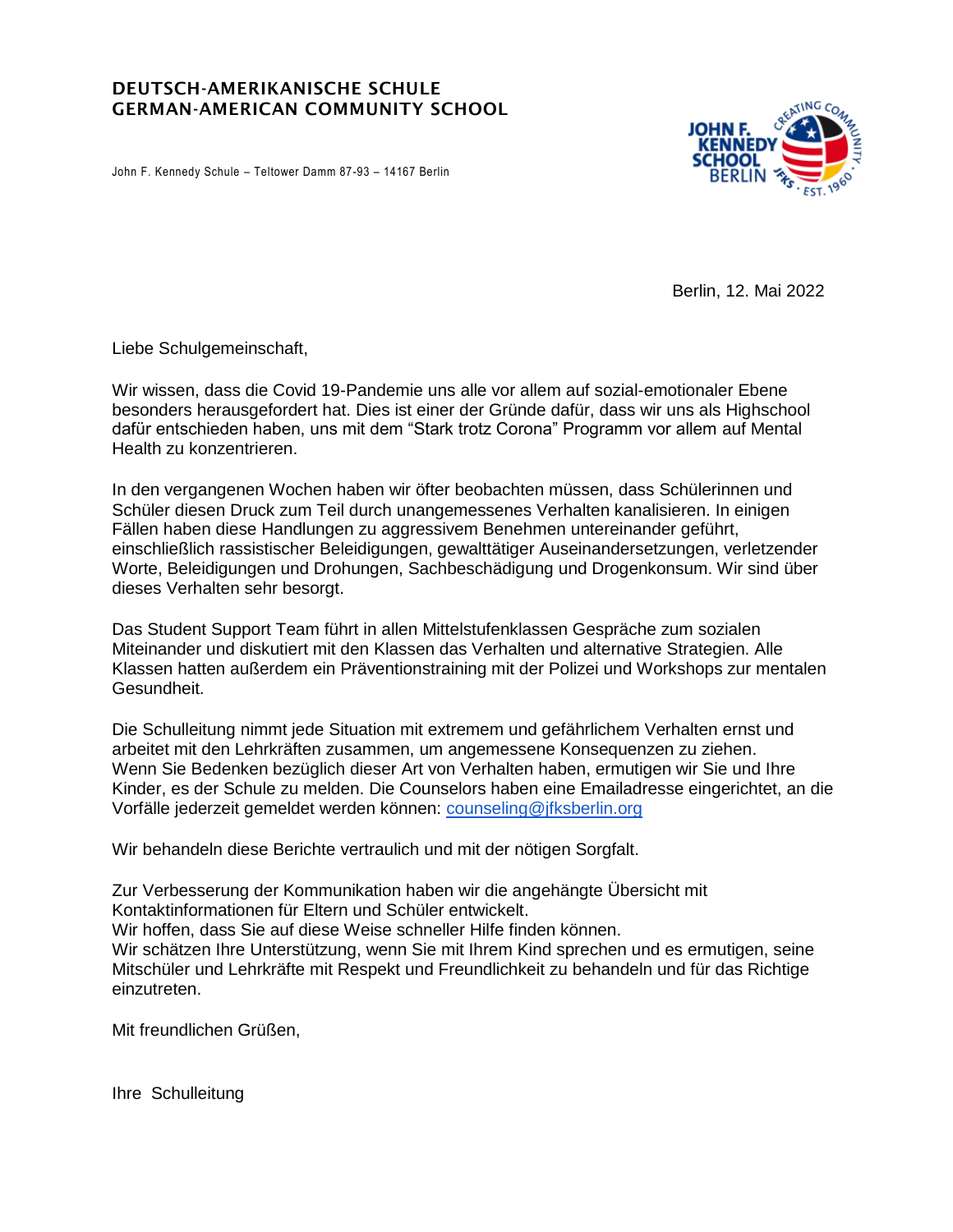**DEUTSCH-AMERIKANISCHE SCHULE**
**GERMAN-AMERICAN COMMUNITY SCHOOL**

John F. Kennedy Schule – Teltower Damm 87-93 – 14167 Berlin

Berlin, 12. Mai 2022

Liebe Schulgemeinschaft,

Wir wissen, dass die Covid 19-Pandemie uns alle vor allem auf sozial-emotionaler Ebene besonders herausgefordert hat. Dies ist einer der Gründe dafür, dass wir uns als Highschool dafür entschieden haben, uns mit dem "Stark trotz Corona" Programm vor allem auf Mental Health zu konzentrieren.

In den vergangenen Wochen haben wir öfter beobachten müssen, dass Schülerinnen und Schüler diesen Druck zum Teil durch unangemessenes Verhalten kanalisieren. In einigen Fällen haben diese Handlungen zu aggressivem Benehmen untereinander geführt, einschließlich rassistischer Beleidigungen, gewalttätiger Auseinandersetzungen, verletzender Worte, Beleidigungen und Drohungen, Sachbeschädigung und Drogenkonsum. Wir sind über dieses Verhalten sehr besorgt.

Das Student Support Team führt in allen Mittelstufenklassen Gespräche zum sozialen Miteinander und diskutiert mit den Klassen das Verhalten und alternative Strategien. Alle Klassen hatten außerdem ein Präventionstraining mit der Polizei und Workshops zur mentalen Gesundheit.

Die Schulleitung nimmt jede Situation mit extremem und gefährlichem Verhalten ernst und arbeitet mit den Lehrkräften zusammen, um angemessene Konsequenzen zu ziehen.
Wenn Sie Bedenken bezüglich dieser Art von Verhalten haben, ermutigen wir Sie und Ihre Kinder, es der Schule zu melden. Die Counselors haben eine Emailadresse eingerichtet, an die Vorfälle jederzeit gemeldet werden können: counseling@jfksberlin.org

Wir behandeln diese Berichte vertraulich und mit der nötigen Sorgfalt.

Zur Verbesserung der Kommunikation haben wir die angehängte Übersicht mit Kontaktinformationen für Eltern und Schüler entwickelt.
Wir hoffen, dass Sie auf diese Weise schneller Hilfe finden können.
Wir schätzen Ihre Unterstützung, wenn Sie mit Ihrem Kind sprechen und es ermutigen, seine Mitschüler und Lehrkräfte mit Respekt und Freundlichkeit zu behandeln und für das Richtige einzutreten.

Mit freundlichen Grüßen,

Ihre Schulleitung